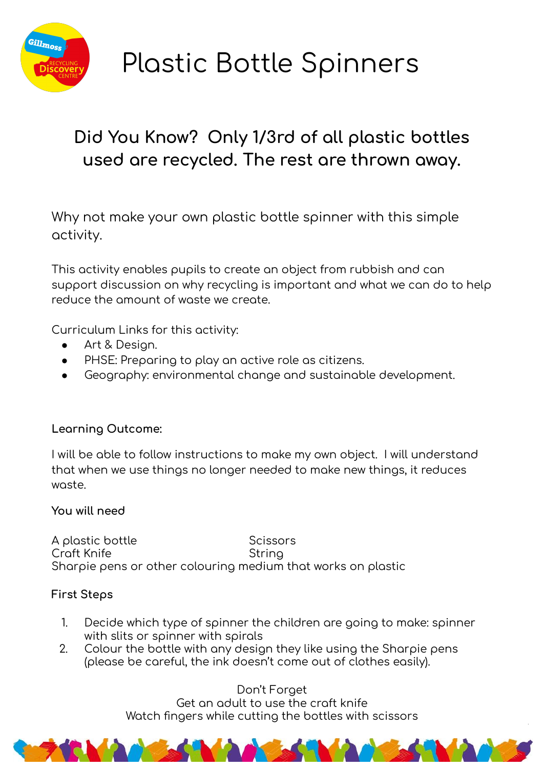# Plastic Bottle Spinners

## Did You Know? Only 1/3rd of all plastic bottles used are recycled. The rest are thrown away.

Why not make your own plastic bottle spinner with this simple activity.

This activity enables pupils to create an object from rubbish and can support discussion on why recycling is important and what we can do to help reduce the amount of waste we create.

Curriculum Links for this activity:

- Art & Design.
- PHSE: Preparing to play an active role as citizens.
- Geography: environmental change and sustainable development.

**Learning Outcome:**

I will be able to follow instructions to make my own object. I will understand that when we use things no longer needed to make new things, it reduces waste.

**You will need**

A plastic bottle
Scissors
Craft Knife
String
Sharpie pens or other colouring medium that works on plastic

**First Steps**

1. Decide which type of spinner the children are going to make: spinner with slits or spinner with spirals
2. Colour the bottle with any design they like using the Sharpie pens (please be careful, the ink doesn't come out of clothes easily).

Don't Forget
Get an adult to use the craft knife
Watch fingers while cutting the bottles with scissors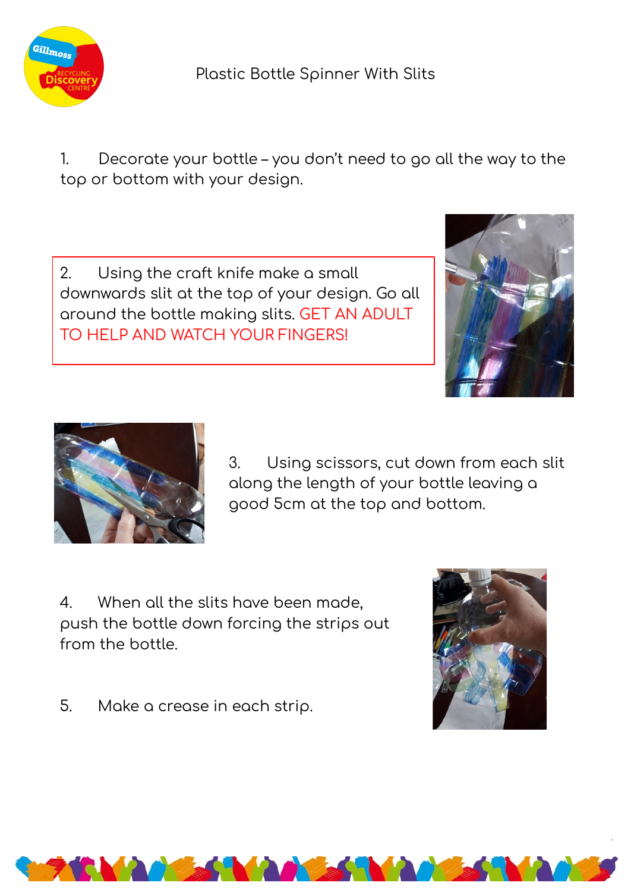# Plastic Bottle Spinner With Slits

1. Decorate your bottle – you don't need to go all the way to the top or bottom with your design.

2. Using the craft knife make a small downwards slit at the top of your design. Go all around the bottle making slits. GET AN ADULT TO HELP AND WATCH YOUR FINGERS!

3. Using scissors, cut down from each slit along the length of your bottle leaving a good 5cm at the top and bottom.

4. When all the slits have been made, push the bottle down forcing the strips out from the bottle.

5. Make a crease in each strip.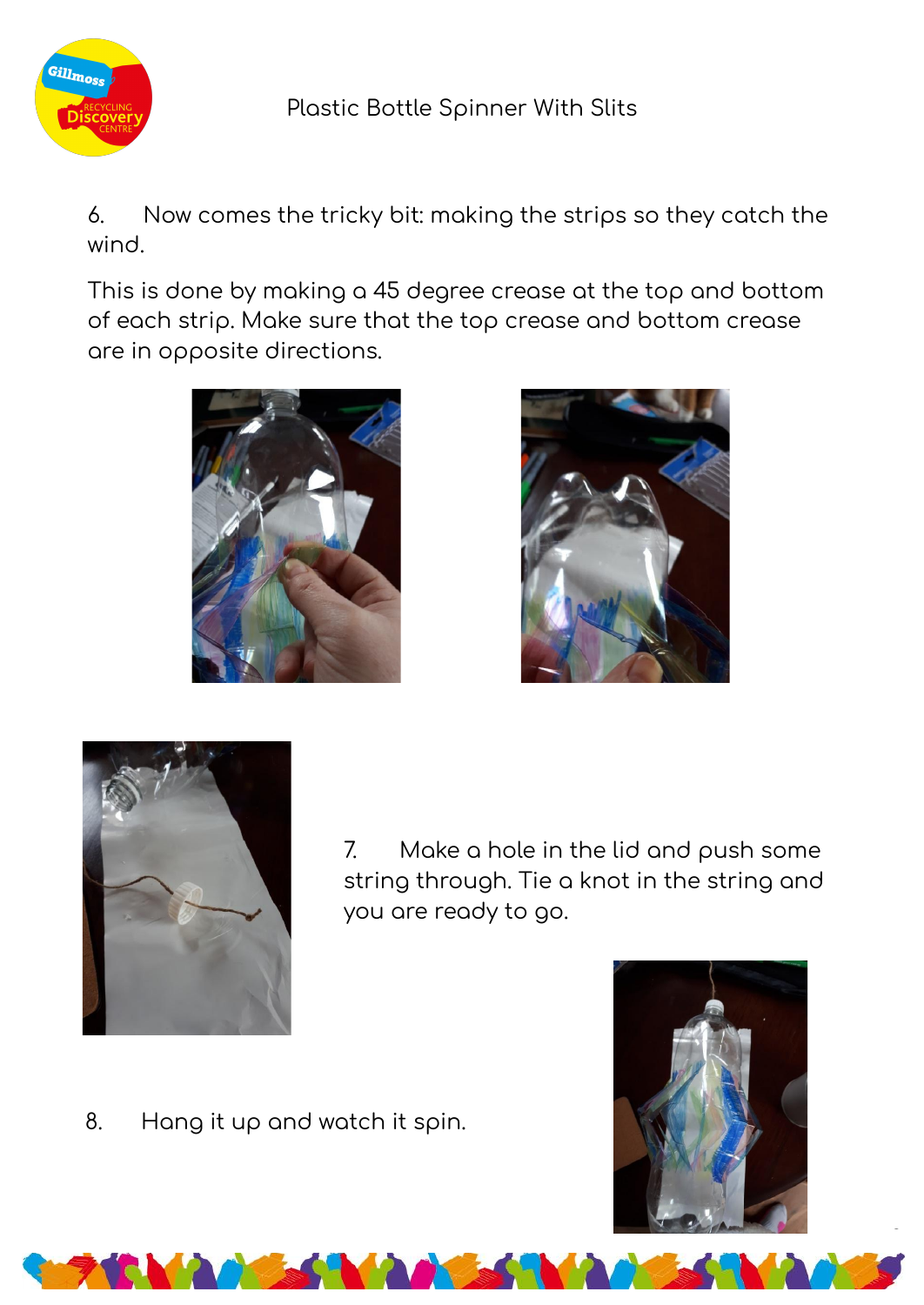# Plastic Bottle Spinner With Slits

6. Now comes the tricky bit: making the strips so they catch the wind.

This is done by making a 45 degree crease at the top and bottom of each strip. Make sure that the top crease and bottom crease are in opposite directions.

7. Make a hole in the lid and push some string through. Tie a knot in the string and you are ready to go.

8. Hang it up and watch it spin.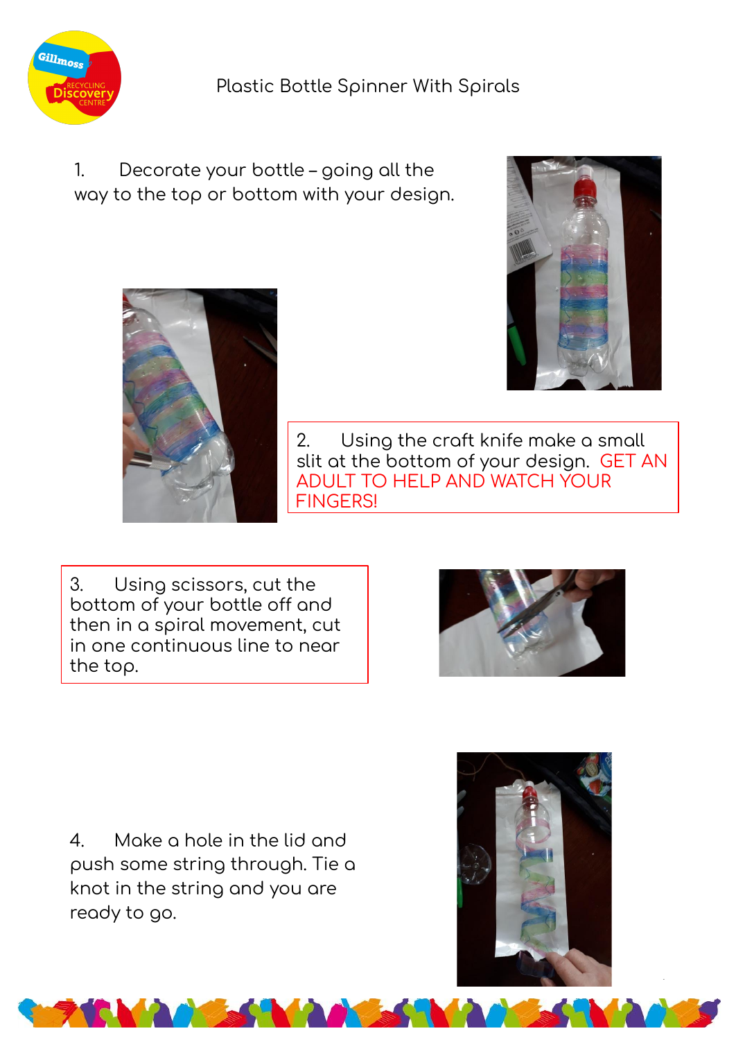# Plastic Bottle Spinner With Spirals

1. Decorate your bottle – going all the way to the top or bottom with your design.

2. Using the craft knife make a small slit at the bottom of your design. GET AN ADULT TO HELP AND WATCH YOUR FINGERS!

3. Using scissors, cut the bottom of your bottle off and then in a spiral movement, cut in one continuous line to near the top.

4. Make a hole in the lid and push some string through. Tie a knot in the string and you are ready to go.